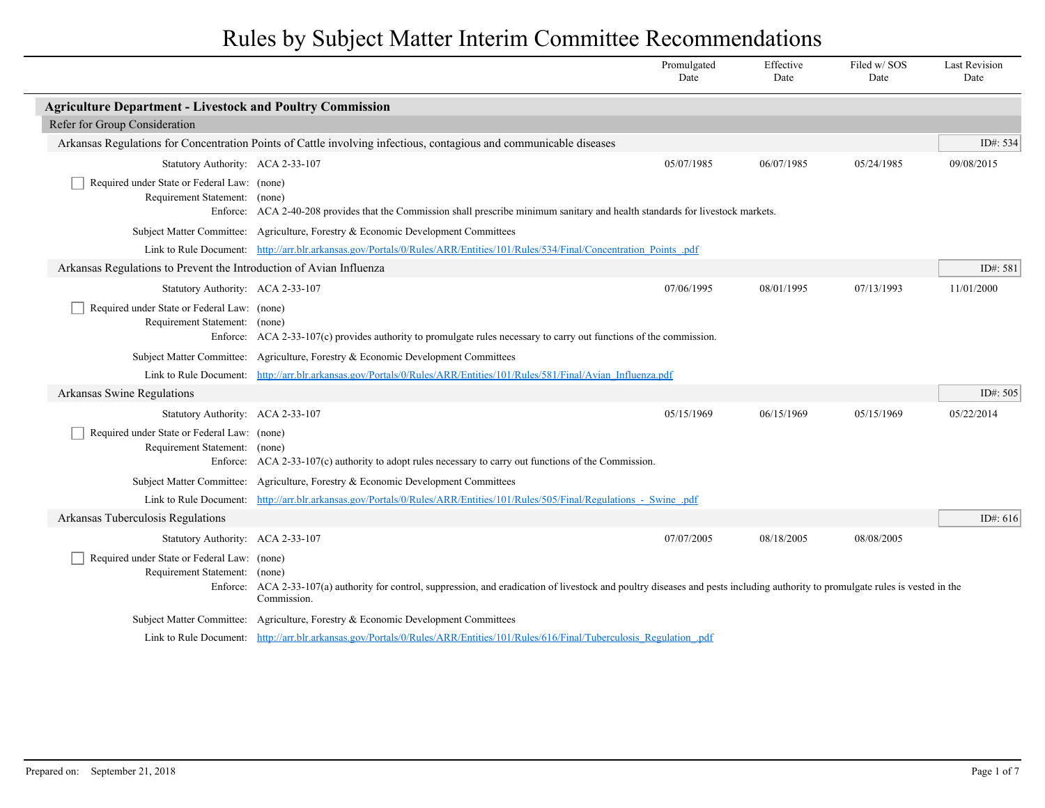# Rules by Subject Matter Interim Committee Recommendations

| | Promulgated Date | Effective Date | Filed w/ SOS Date | Last Revision Date |
|---|---|---|---|---|

## Agriculture Department - Livestock and Poultry Commission

### Refer for Group Consideration

#### Arkansas Regulations for Concentration Points of Cattle involving infectious, contagious and communicable diseases

ID#: 534

| | | Promulgated Date | Effective Date | Filed w/ SOS Date | Last Revision Date |
|---|---|---|---|---|---|
| Statutory Authority: | ACA 2-33-107 | 05/07/1985 | 06/07/1985 | 05/24/1985 | 09/08/2015 |

- [ ] Required under State or Federal Law: (none)

Requirement Statement: (none)

Enforce: ACA 2-40-208 provides that the Commission shall prescribe minimum sanitary and health standards for livestock markets.

Subject Matter Committee: Agriculture, Forestry & Economic Development Committees

Link to Rule Document: http://arr.blr.arkansas.gov/Portals/0/Rules/ARR/Entities/101/Rules/534/Final/Concentration_Points_.pdf

#### Arkansas Regulations to Prevent the Introduction of Avian Influenza

ID#: 581

| | | Promulgated Date | Effective Date | Filed w/ SOS Date | Last Revision Date |
|---|---|---|---|---|---|
| Statutory Authority: | ACA 2-33-107 | 07/06/1995 | 08/01/1995 | 07/13/1993 | 11/01/2000 |

- [ ] Required under State or Federal Law: (none)

Requirement Statement: (none)

Enforce: ACA 2-33-107(c) provides authority to promulgate rules necessary to carry out functions of the commission.

Subject Matter Committee: Agriculture, Forestry & Economic Development Committees

Link to Rule Document: http://arr.blr.arkansas.gov/Portals/0/Rules/ARR/Entities/101/Rules/581/Final/Avian_Influenza.pdf

#### Arkansas Swine Regulations

ID#: 505

| | | Promulgated Date | Effective Date | Filed w/ SOS Date | Last Revision Date |
|---|---|---|---|---|---|
| Statutory Authority: | ACA 2-33-107 | 05/15/1969 | 06/15/1969 | 05/15/1969 | 05/22/2014 |

- [ ] Required under State or Federal Law: (none)

Requirement Statement: (none)

Enforce: ACA 2-33-107(c) authority to adopt rules necessary to carry out functions of the Commission.

Subject Matter Committee: Agriculture, Forestry & Economic Development Committees

Link to Rule Document: http://arr.blr.arkansas.gov/Portals/0/Rules/ARR/Entities/101/Rules/505/Final/Regulations_-_Swine_.pdf

#### Arkansas Tuberculosis Regulations

ID#: 616

| | | Promulgated Date | Effective Date | Filed w/ SOS Date | Last Revision Date |
|---|---|---|---|---|---|
| Statutory Authority: | ACA 2-33-107 | 07/07/2005 | 08/18/2005 | 08/08/2005 | |

- [ ] Required under State or Federal Law: (none)

Requirement Statement: (none)

Enforce: ACA 2-33-107(a) authority for control, suppression, and eradication of livestock and poultry diseases and pests including authority to promulgate rules is vested in the Commission.

Subject Matter Committee: Agriculture, Forestry & Economic Development Committees

Link to Rule Document: http://arr.blr.arkansas.gov/Portals/0/Rules/ARR/Entities/101/Rules/616/Final/Tuberculosis_Regulation_.pdf

Prepared on: September 21, 2018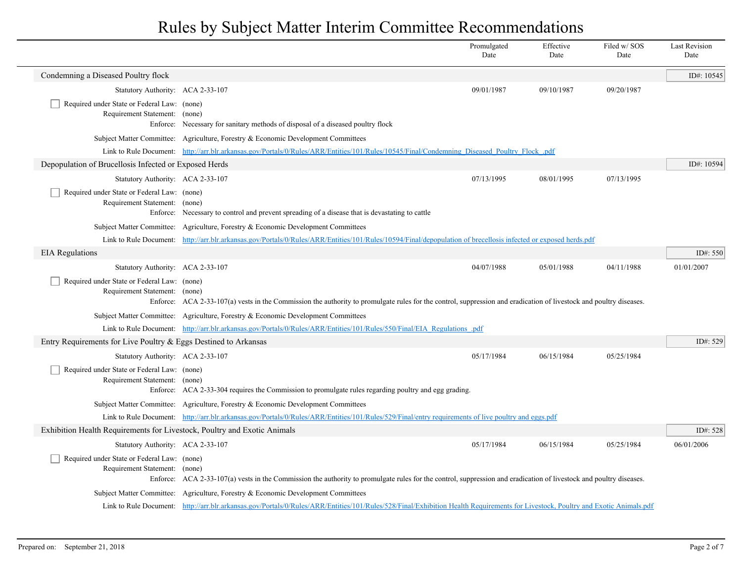# Rules by Subject Matter Interim Committee Recommendations

| | Promulgated Date | Effective Date | Filed w/ SOS Date | Last Revision Date |
|---|---|---|---|---|

## Condemning a Diseased Poultry flock

ID#: 10545

| | | Promulgated Date | Effective Date | Filed w/ SOS Date | Last Revision Date |
|---|---|---|---|---|---|
| Statutory Authority: | ACA 2-33-107 | 09/01/1987 | 09/10/1987 | 09/20/1987 | |

☐ Required under State or Federal Law: (none)
Requirement Statement: (none)
Enforce: Necessary for sanitary methods of disposal of a diseased poultry flock

Subject Matter Committee: Agriculture, Forestry & Economic Development Committees

Link to Rule Document: http://arr.blr.arkansas.gov/Portals/0/Rules/ARR/Entities/101/Rules/10545/Final/Condemning_Diseased_Poultry_Flock_.pdf

## Depopulation of Brucellosis Infected or Exposed Herds

ID#: 10594

| | | Promulgated Date | Effective Date | Filed w/ SOS Date | Last Revision Date |
|---|---|---|---|---|---|
| Statutory Authority: | ACA 2-33-107 | 07/13/1995 | 08/01/1995 | 07/13/1995 | |

☐ Required under State or Federal Law: (none)
Requirement Statement: (none)
Enforce: Necessary to control and prevent spreading of a disease that is devastating to cattle

Subject Matter Committee: Agriculture, Forestry & Economic Development Committees

Link to Rule Document: http://arr.blr.arkansas.gov/Portals/0/Rules/ARR/Entities/101/Rules/10594/Final/depopulation of brecellosis infected or exposed herds.pdf

## EIA Regulations

ID#: 550

| | | Promulgated Date | Effective Date | Filed w/ SOS Date | Last Revision Date |
|---|---|---|---|---|---|
| Statutory Authority: | ACA 2-33-107 | 04/07/1988 | 05/01/1988 | 04/11/1988 | 01/01/2007 |

☐ Required under State or Federal Law: (none)
Requirement Statement: (none)
Enforce: ACA 2-33-107(a) vests in the Commission the authority to promulgate rules for the control, suppression and eradication of livestock and poultry diseases.

Subject Matter Committee: Agriculture, Forestry & Economic Development Committees

Link to Rule Document: http://arr.blr.arkansas.gov/Portals/0/Rules/ARR/Entities/101/Rules/550/Final/EIA_Regulations_.pdf

## Entry Requirements for Live Poultry & Eggs Destined to Arkansas

ID#: 529

| | | Promulgated Date | Effective Date | Filed w/ SOS Date | Last Revision Date |
|---|---|---|---|---|---|
| Statutory Authority: | ACA 2-33-107 | 05/17/1984 | 06/15/1984 | 05/25/1984 | |

☐ Required under State or Federal Law: (none)
Requirement Statement: (none)
Enforce: ACA 2-33-304 requires the Commission to promulgate rules regarding poultry and egg grading.

Subject Matter Committee: Agriculture, Forestry & Economic Development Committees

Link to Rule Document: http://arr.blr.arkansas.gov/Portals/0/Rules/ARR/Entities/101/Rules/529/Final/entry requirements of live poultry and eggs.pdf

## Exhibition Health Requirements for Livestock, Poultry and Exotic Animals

ID#: 528

| | | Promulgated Date | Effective Date | Filed w/ SOS Date | Last Revision Date |
|---|---|---|---|---|---|
| Statutory Authority: | ACA 2-33-107 | 05/17/1984 | 06/15/1984 | 05/25/1984 | 06/01/2006 |

☐ Required under State or Federal Law: (none)
Requirement Statement: (none)
Enforce: ACA 2-33-107(a) vests in the Commission the authority to promulgate rules for the control, suppression and eradication of livestock and poultry diseases.

Subject Matter Committee: Agriculture, Forestry & Economic Development Committees

Link to Rule Document: http://arr.blr.arkansas.gov/Portals/0/Rules/ARR/Entities/101/Rules/528/Final/Exhibition Health Requirements for Livestock, Poultry and Exotic Animals.pdf

Prepared on: September 21, 2018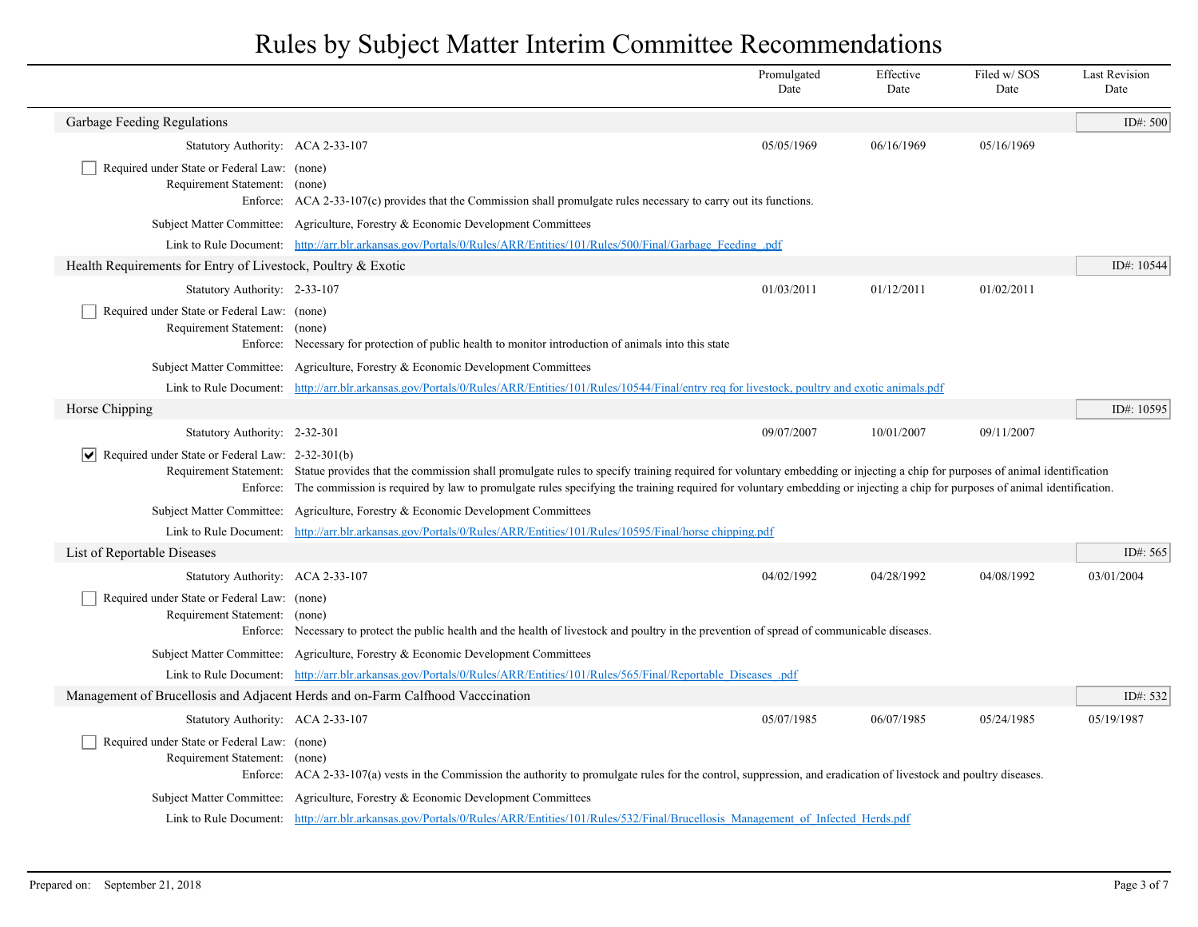# Rules by Subject Matter Interim Committee Recommendations

| | Promulgated Date | Effective Date | Filed w/ SOS Date | Last Revision Date |
|---|---|---|---|---|

## Garbage Feeding Regulations

ID#: 500

| | | Promulgated Date | Effective Date | Filed w/ SOS Date | Last Revision Date |
|---|---|---|---|---|---|
| Statutory Authority: | ACA 2-33-107 | 05/05/1969 | 06/16/1969 | 05/16/1969 | |

- [ ] Required under State or Federal Law: (none)

Requirement Statement: (none)

Enforce: ACA 2-33-107(c) provides that the Commission shall promulgate rules necessary to carry out its functions.

Subject Matter Committee: Agriculture, Forestry & Economic Development Committees

Link to Rule Document: http://arr.blr.arkansas.gov/Portals/0/Rules/ARR/Entities/101/Rules/500/Final/Garbage_Feeding_.pdf

## Health Requirements for Entry of Livestock, Poultry & Exotic

ID#: 10544

| | | Promulgated Date | Effective Date | Filed w/ SOS Date | Last Revision Date |
|---|---|---|---|---|---|
| Statutory Authority: | 2-33-107 | 01/03/2011 | 01/12/2011 | 01/02/2011 | |

- [ ] Required under State or Federal Law: (none)

Requirement Statement: (none)

Enforce: Necessary for protection of public health to monitor introduction of animals into this state

Subject Matter Committee: Agriculture, Forestry & Economic Development Committees

Link to Rule Document: http://arr.blr.arkansas.gov/Portals/0/Rules/ARR/Entities/101/Rules/10544/Final/entry req for livestock, poultry and exotic animals.pdf

## Horse Chipping

ID#: 10595

| | | Promulgated Date | Effective Date | Filed w/ SOS Date | Last Revision Date |
|---|---|---|---|---|---|
| Statutory Authority: | 2-32-301 | 09/07/2007 | 10/01/2007 | 09/11/2007 | |

- [x] Required under State or Federal Law: 2-32-301(b)

Requirement Statement: Statue provides that the commission shall promulgate rules to specify training required for voluntary embedding or injecting a chip for purposes of animal identification

Enforce: The commission is required by law to promulgate rules specifying the training required for voluntary embedding or injecting a chip for purposes of animal identification.

Subject Matter Committee: Agriculture, Forestry & Economic Development Committees

Link to Rule Document: http://arr.blr.arkansas.gov/Portals/0/Rules/ARR/Entities/101/Rules/10595/Final/horse chipping.pdf

## List of Reportable Diseases

ID#: 565

| | | Promulgated Date | Effective Date | Filed w/ SOS Date | Last Revision Date |
|---|---|---|---|---|---|
| Statutory Authority: | ACA 2-33-107 | 04/02/1992 | 04/28/1992 | 04/08/1992 | 03/01/2004 |

- [ ] Required under State or Federal Law: (none)

Requirement Statement: (none)

Enforce: Necessary to protect the public health and the health of livestock and poultry in the prevention of spread of communicable diseases.

Subject Matter Committee: Agriculture, Forestry & Economic Development Committees

Link to Rule Document: http://arr.blr.arkansas.gov/Portals/0/Rules/ARR/Entities/101/Rules/565/Final/Reportable_Diseases_.pdf

## Management of Brucellosis and Adjacent Herds and on-Farm Calfhood Vacccination

ID#: 532

| | | Promulgated Date | Effective Date | Filed w/ SOS Date | Last Revision Date |
|---|---|---|---|---|---|
| Statutory Authority: | ACA 2-33-107 | 05/07/1985 | 06/07/1985 | 05/24/1985 | 05/19/1987 |

- [ ] Required under State or Federal Law: (none)

Requirement Statement: (none)

Enforce: ACA 2-33-107(a) vests in the Commission the authority to promulgate rules for the control, suppression, and eradication of livestock and poultry diseases.

Subject Matter Committee: Agriculture, Forestry & Economic Development Committees

Link to Rule Document: http://arr.blr.arkansas.gov/Portals/0/Rules/ARR/Entities/101/Rules/532/Final/Brucellosis_Management_of_Infected_Herds.pdf

Prepared on: September 21, 2018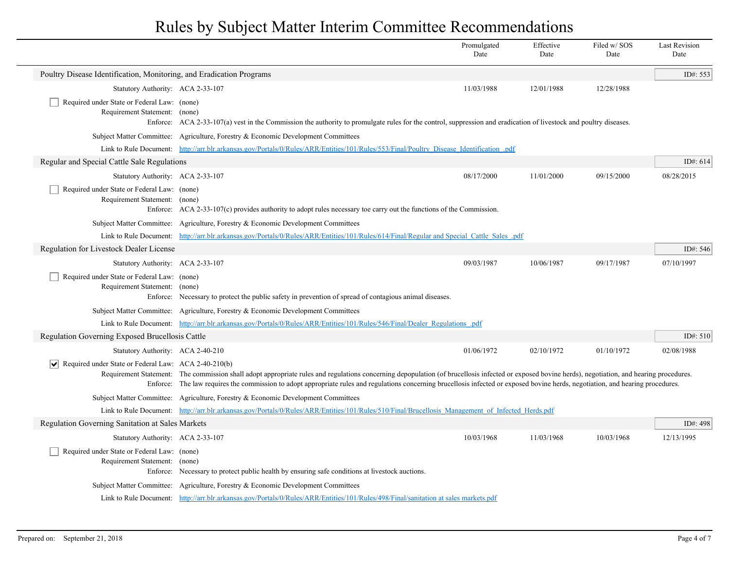# Rules by Subject Matter Interim Committee Recommendations

| | Promulgated Date | Effective Date | Filed w/ SOS Date | Last Revision Date |
|---|---|---|---|---|

## Poultry Disease Identification, Monitoring, and Eradication Programs

ID#: 553

| | | Promulgated Date | Effective Date | Filed w/ SOS Date | Last Revision Date |
|---|---|---|---|---|---|
| Statutory Authority: | ACA 2-33-107 | 11/03/1988 | 12/01/1988 | 12/28/1988 | |

- [ ] Required under State or Federal Law: (none)

Requirement Statement: (none)

Enforce: ACA 2-33-107(a) vest in the Commission the authority to promulgate rules for the control, suppression and eradication of livestock and poultry diseases.

Subject Matter Committee: Agriculture, Forestry & Economic Development Committees

Link to Rule Document: http://arr.blr.arkansas.gov/Portals/0/Rules/ARR/Entities/101/Rules/553/Final/Poultry_Disease_Identification_.pdf

## Regular and Special Cattle Sale Regulations

ID#: 614

| | | Promulgated Date | Effective Date | Filed w/ SOS Date | Last Revision Date |
|---|---|---|---|---|---|
| Statutory Authority: | ACA 2-33-107 | 08/17/2000 | 11/01/2000 | 09/15/2000 | 08/28/2015 |

- [ ] Required under State or Federal Law: (none)

Requirement Statement: (none)

Enforce: ACA 2-33-107(c) provides authority to adopt rules necessary toe carry out the functions of the Commission.

Subject Matter Committee: Agriculture, Forestry & Economic Development Committees

Link to Rule Document: http://arr.blr.arkansas.gov/Portals/0/Rules/ARR/Entities/101/Rules/614/Final/Regular and Special_Cattle_Sales_.pdf

## Regulation for Livestock Dealer License

ID#: 546

| | | Promulgated Date | Effective Date | Filed w/ SOS Date | Last Revision Date |
|---|---|---|---|---|---|
| Statutory Authority: | ACA 2-33-107 | 09/03/1987 | 10/06/1987 | 09/17/1987 | 07/10/1997 |

- [ ] Required under State or Federal Law: (none)

Requirement Statement: (none)

Enforce: Necessary to protect the public safety in prevention of spread of contagious animal diseases.

Subject Matter Committee: Agriculture, Forestry & Economic Development Committees

Link to Rule Document: http://arr.blr.arkansas.gov/Portals/0/Rules/ARR/Entities/101/Rules/546/Final/Dealer_Regulations_.pdf

## Regulation Governing Exposed Brucellosis Cattle

ID#: 510

| | | Promulgated Date | Effective Date | Filed w/ SOS Date | Last Revision Date |
|---|---|---|---|---|---|
| Statutory Authority: | ACA 2-40-210 | 01/06/1972 | 02/10/1972 | 01/10/1972 | 02/08/1988 |

- [x] Required under State or Federal Law: ACA 2-40-210(b)

Requirement Statement: The commission shall adopt appropriate rules and regulations concerning depopulation (of brucellosis infected or exposed bovine herds), negotiation, and hearing procedures.

Enforce: The law requires the commission to adopt appropriate rules and regulations concerning brucellosis infected or exposed bovine herds, negotiation, and hearing procedures.

Subject Matter Committee: Agriculture, Forestry & Economic Development Committees

Link to Rule Document: http://arr.blr.arkansas.gov/Portals/0/Rules/ARR/Entities/101/Rules/510/Final/Brucellosis_Management_of_Infected_Herds.pdf

## Regulation Governing Sanitation at Sales Markets

ID#: 498

| | | Promulgated Date | Effective Date | Filed w/ SOS Date | Last Revision Date |
|---|---|---|---|---|---|
| Statutory Authority: | ACA 2-33-107 | 10/03/1968 | 11/03/1968 | 10/03/1968 | 12/13/1995 |

- [ ] Required under State or Federal Law: (none)

Requirement Statement: (none)

Enforce: Necessary to protect public health by ensuring safe conditions at livestock auctions.

Subject Matter Committee: Agriculture, Forestry & Economic Development Committees

Link to Rule Document: http://arr.blr.arkansas.gov/Portals/0/Rules/ARR/Entities/101/Rules/498/Final/sanitation at sales markets.pdf

Prepared on: September 21, 2018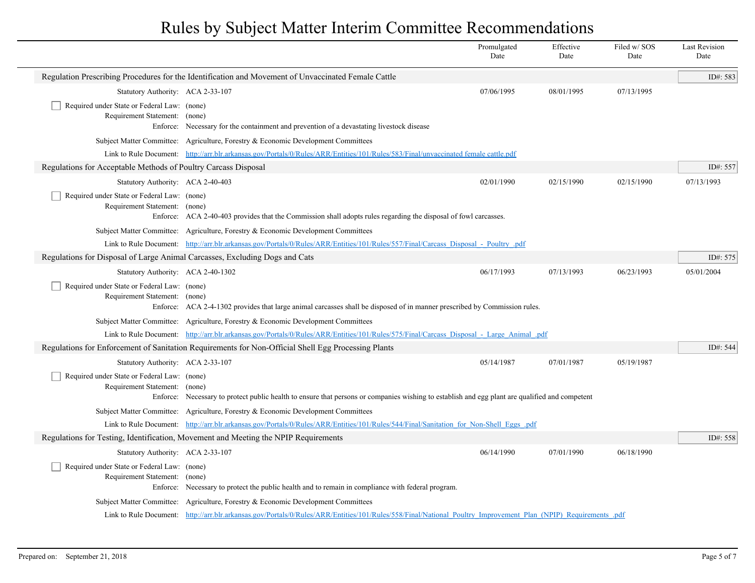# Rules by Subject Matter Interim Committee Recommendations

| | Promulgated Date | Effective Date | Filed w/ SOS Date | Last Revision Date |
|---|---|---|---|---|

## Regulation Prescribing Procedures for the Identification and Movement of Unvaccinated Female Cattle

ID#: 583

| | | Promulgated Date | Effective Date | Filed w/ SOS Date | Last Revision Date |
|---|---|---|---|---|---|
| Statutory Authority: | ACA 2-33-107 | 07/06/1995 | 08/01/1995 | 07/13/1995 | |

- [ ] Required under State or Federal Law: (none)

Requirement Statement: (none)

Enforce: Necessary for the containment and prevention of a devastating livestock disease

Subject Matter Committee: Agriculture, Forestry & Economic Development Committees

Link to Rule Document: http://arr.blr.arkansas.gov/Portals/0/Rules/ARR/Entities/101/Rules/583/Final/unvaccinated female cattle.pdf

## Regulations for Acceptable Methods of Poultry Carcass Disposal

ID#: 557

| | | Promulgated Date | Effective Date | Filed w/ SOS Date | Last Revision Date |
|---|---|---|---|---|---|
| Statutory Authority: | ACA 2-40-403 | 02/01/1990 | 02/15/1990 | 02/15/1990 | 07/13/1993 |

- [ ] Required under State or Federal Law: (none)

Requirement Statement: (none)

Enforce: ACA 2-40-403 provides that the Commission shall adopts rules regarding the disposal of fowl carcasses.

Subject Matter Committee: Agriculture, Forestry & Economic Development Committees

Link to Rule Document: http://arr.blr.arkansas.gov/Portals/0/Rules/ARR/Entities/101/Rules/557/Final/Carcass_Disposal_-_Poultry_.pdf

## Regulations for Disposal of Large Animal Carcasses, Excluding Dogs and Cats

ID#: 575

| | | Promulgated Date | Effective Date | Filed w/ SOS Date | Last Revision Date |
|---|---|---|---|---|---|
| Statutory Authority: | ACA 2-40-1302 | 06/17/1993 | 07/13/1993 | 06/23/1993 | 05/01/2004 |

- [ ] Required under State or Federal Law: (none)

Requirement Statement: (none)

Enforce: ACA 2-4-1302 provides that large animal carcasses shall be disposed of in manner prescribed by Commission rules.

Subject Matter Committee: Agriculture, Forestry & Economic Development Committees

Link to Rule Document: http://arr.blr.arkansas.gov/Portals/0/Rules/ARR/Entities/101/Rules/575/Final/Carcass_Disposal_-_Large_Animal_.pdf

## Regulations for Enforcement of Sanitation Requirements for Non-Official Shell Egg Processing Plants

ID#: 544

| | | Promulgated Date | Effective Date | Filed w/ SOS Date | Last Revision Date |
|---|---|---|---|---|---|
| Statutory Authority: | ACA 2-33-107 | 05/14/1987 | 07/01/1987 | 05/19/1987 | |

- [ ] Required under State or Federal Law: (none)

Requirement Statement: (none)

Enforce: Necessary to protect public health to ensure that persons or companies wishing to establish and egg plant are qualified and competent

Subject Matter Committee: Agriculture, Forestry & Economic Development Committees

Link to Rule Document: http://arr.blr.arkansas.gov/Portals/0/Rules/ARR/Entities/101/Rules/544/Final/Sanitation_for_Non-Shell_Eggs_.pdf

## Regulations for Testing, Identification, Movement and Meeting the NPIP Requirements

ID#: 558

| | | Promulgated Date | Effective Date | Filed w/ SOS Date | Last Revision Date |
|---|---|---|---|---|---|
| Statutory Authority: | ACA 2-33-107 | 06/14/1990 | 07/01/1990 | 06/18/1990 | |

- [ ] Required under State or Federal Law: (none)

Requirement Statement: (none)

Enforce: Necessary to protect the public health and to remain in compliance with federal program.

Subject Matter Committee: Agriculture, Forestry & Economic Development Committees

Link to Rule Document: http://arr.blr.arkansas.gov/Portals/0/Rules/ARR/Entities/101/Rules/558/Final/National_Poultry_Improvement_Plan_(NPIP)_Requirements_.pdf

Prepared on: September 21, 2018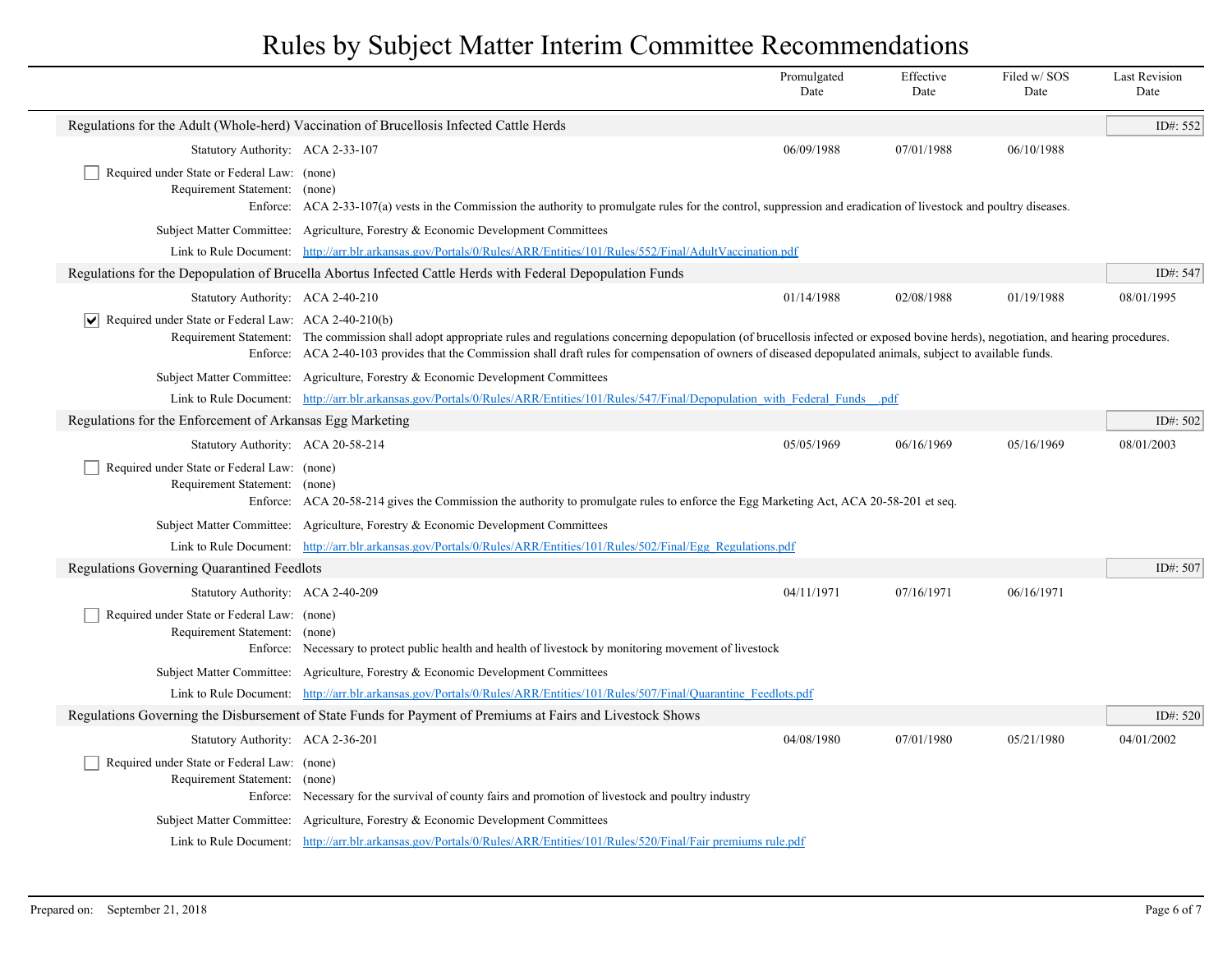# Rules by Subject Matter Interim Committee Recommendations

| | Promulgated Date | Effective Date | Filed w/ SOS Date | Last Revision Date |
|---|---|---|---|---|

## Regulations for the Adult (Whole-herd) Vaccination of Brucellosis Infected Cattle Herds

**ID#: 552**

| | Promulgated Date | Effective Date | Filed w/ SOS Date | Last Revision Date |
|---|---|---|---|---|
| Statutory Authority: ACA 2-33-107 | 06/09/1988 | 07/01/1988 | 06/10/1988 | |

- [ ] Required under State or Federal Law: (none)

Requirement Statement: (none)

Enforce: ACA 2-33-107(a) vests in the Commission the authority to promulgate rules for the control, suppression and eradication of livestock and poultry diseases.

Subject Matter Committee: Agriculture, Forestry & Economic Development Committees

Link to Rule Document: http://arr.blr.arkansas.gov/Portals/0/Rules/ARR/Entities/101/Rules/552/Final/AdultVaccination.pdf

## Regulations for the Depopulation of Brucella Abortus Infected Cattle Herds with Federal Depopulation Funds

**ID#: 547**

| | Promulgated Date | Effective Date | Filed w/ SOS Date | Last Revision Date |
|---|---|---|---|---|
| Statutory Authority: ACA 2-40-210 | 01/14/1988 | 02/08/1988 | 01/19/1988 | 08/01/1995 |

- [x] Required under State or Federal Law: ACA 2-40-210(b)

Requirement Statement: The commission shall adopt appropriate rules and regulations concerning depopulation (of brucellosis infected or exposed bovine herds), negotiation, and hearing procedures.

Enforce: ACA 2-40-103 provides that the Commission shall draft rules for compensation of owners of diseased depopulated animals, subject to available funds.

Subject Matter Committee: Agriculture, Forestry & Economic Development Committees

Link to Rule Document: http://arr.blr.arkansas.gov/Portals/0/Rules/ARR/Entities/101/Rules/547/Final/Depopulation_with_Federal_Funds__.pdf

## Regulations for the Enforcement of Arkansas Egg Marketing

**ID#: 502**

| | Promulgated Date | Effective Date | Filed w/ SOS Date | Last Revision Date |
|---|---|---|---|---|
| Statutory Authority: ACA 20-58-214 | 05/05/1969 | 06/16/1969 | 05/16/1969 | 08/01/2003 |

- [ ] Required under State or Federal Law: (none)

Requirement Statement: (none)

Enforce: ACA 20-58-214 gives the Commission the authority to promulgate rules to enforce the Egg Marketing Act, ACA 20-58-201 et seq.

Subject Matter Committee: Agriculture, Forestry & Economic Development Committees

Link to Rule Document: http://arr.blr.arkansas.gov/Portals/0/Rules/ARR/Entities/101/Rules/502/Final/Egg_Regulations.pdf

## Regulations Governing Quarantined Feedlots

**ID#: 507**

| | Promulgated Date | Effective Date | Filed w/ SOS Date | Last Revision Date |
|---|---|---|---|---|
| Statutory Authority: ACA 2-40-209 | 04/11/1971 | 07/16/1971 | 06/16/1971 | |

- [ ] Required under State or Federal Law: (none)

Requirement Statement: (none)

Enforce: Necessary to protect public health and health of livestock by monitoring movement of livestock

Subject Matter Committee: Agriculture, Forestry & Economic Development Committees

Link to Rule Document: http://arr.blr.arkansas.gov/Portals/0/Rules/ARR/Entities/101/Rules/507/Final/Quarantine_Feedlots.pdf

## Regulations Governing the Disbursement of State Funds for Payment of Premiums at Fairs and Livestock Shows

**ID#: 520**

| | Promulgated Date | Effective Date | Filed w/ SOS Date | Last Revision Date |
|---|---|---|---|---|
| Statutory Authority: ACA 2-36-201 | 04/08/1980 | 07/01/1980 | 05/21/1980 | 04/01/2002 |

- [ ] Required under State or Federal Law: (none)

Requirement Statement: (none)

Enforce: Necessary for the survival of county fairs and promotion of livestock and poultry industry

Subject Matter Committee: Agriculture, Forestry & Economic Development Committees

Link to Rule Document: http://arr.blr.arkansas.gov/Portals/0/Rules/ARR/Entities/101/Rules/520/Final/Fair premiums rule.pdf

Prepared on: September 21, 2018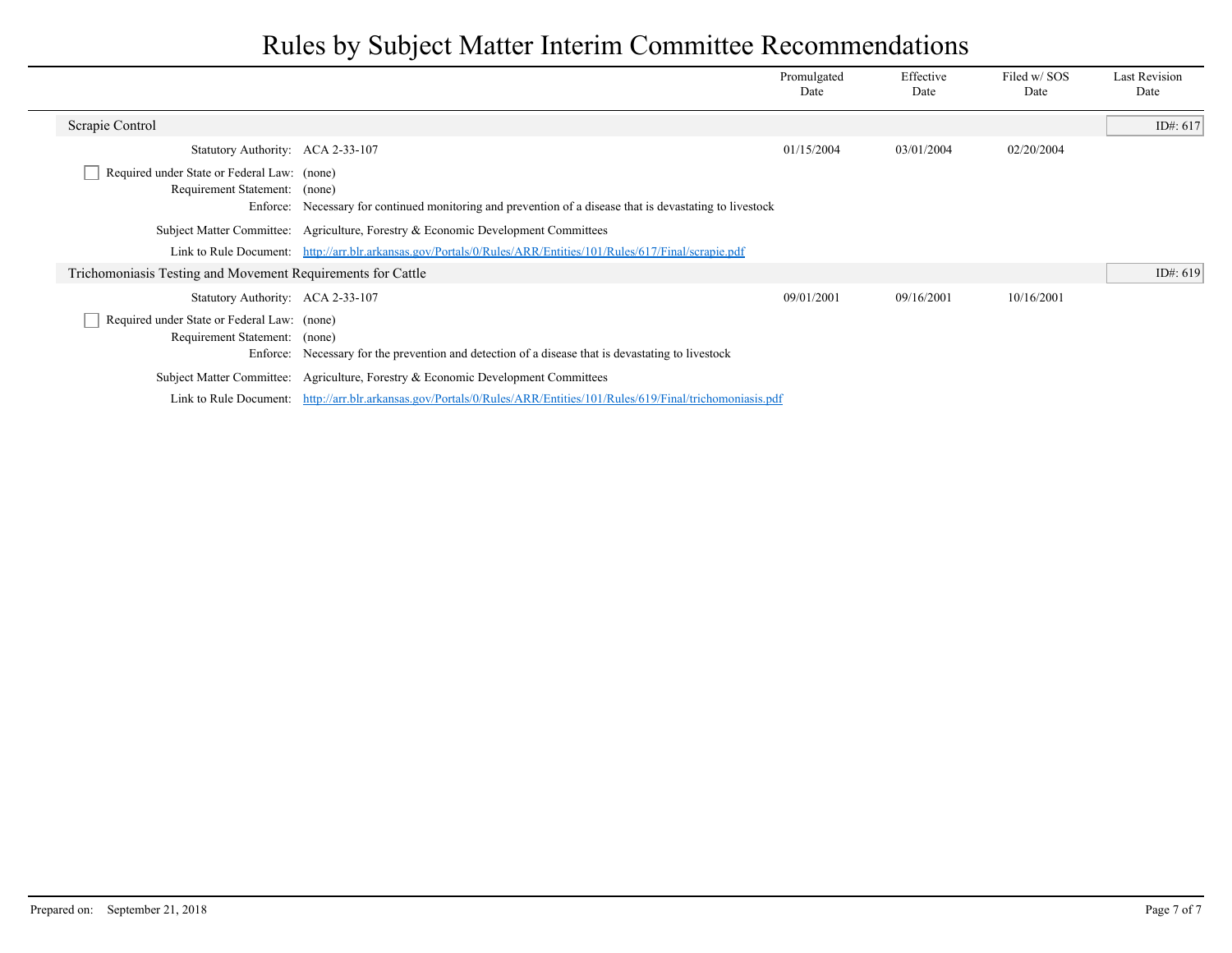# Rules by Subject Matter Interim Committee Recommendations

| | | Promulgated Date | Effective Date | Filed w/ SOS Date | Last Revision Date |
|---|---|---|---|---|---|
| **Scrapie Control** | | | | | ID#: 617 |
| Statutory Authority: | ACA 2-33-107 | 01/15/2004 | 03/01/2004 | 02/20/2004 | |
| ☐ Required under State or Federal Law: | (none) | | | | |
| Requirement Statement: | (none) | | | | |
| Enforce: | Necessary for continued monitoring and prevention of a disease that is devastating to livestock | | | | |
| Subject Matter Committee: | Agriculture, Forestry & Economic Development Committees | | | | |
| Link to Rule Document: | http://arr.blr.arkansas.gov/Portals/0/Rules/ARR/Entities/101/Rules/617/Final/scrapie.pdf | | | | |
| **Trichomoniasis Testing and Movement Requirements for Cattle** | | | | | ID#: 619 |
| Statutory Authority: | ACA 2-33-107 | 09/01/2001 | 09/16/2001 | 10/16/2001 | |
| ☐ Required under State or Federal Law: | (none) | | | | |
| Requirement Statement: | (none) | | | | |
| Enforce: | Necessary for the prevention and detection of a disease that is devastating to livestock | | | | |
| Subject Matter Committee: | Agriculture, Forestry & Economic Development Committees | | | | |
| Link to Rule Document: | http://arr.blr.arkansas.gov/Portals/0/Rules/ARR/Entities/101/Rules/619/Final/trichomoniasis.pdf | | | | |

Prepared on: September 21, 2018